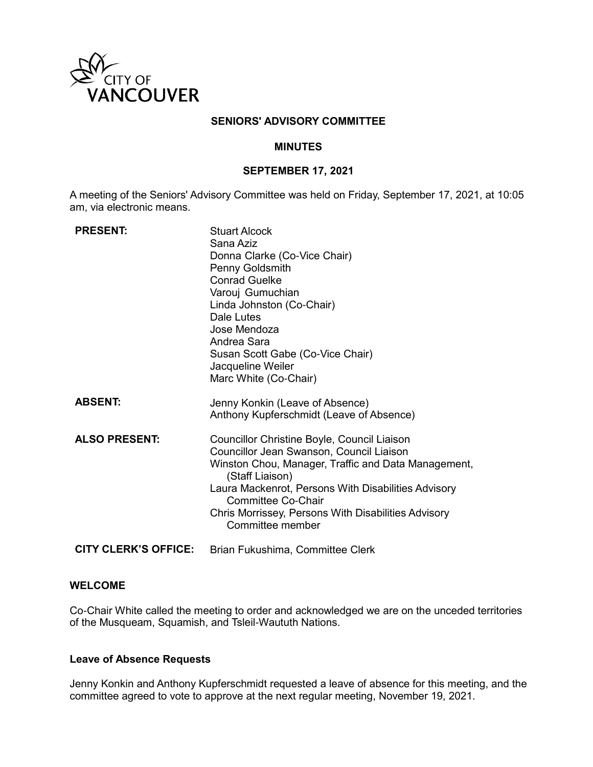CITY OF VANCOUVER

# SENIORS' ADVISORY COMMITTEE

## MINUTES

## SEPTEMBER 17, 2021

A meeting of the Seniors' Advisory Committee was held on Friday, September 17, 2021, at 10:05 am, via electronic means.

| | |
|---|---|
| **PRESENT:** | Stuart Alcock<br>Sana Aziz<br>Donna Clarke (Co-Vice Chair)<br>Penny Goldsmith<br>Conrad Guelke<br>Varouj Gumuchian<br>Linda Johnston (Co-Chair)<br>Dale Lutes<br>Jose Mendoza<br>Andrea Sara<br>Susan Scott Gabe (Co-Vice Chair)<br>Jacqueline Weiler<br>Marc White (Co-Chair) |
| **ABSENT:** | Jenny Konkin (Leave of Absence)<br>Anthony Kupferschmidt (Leave of Absence) |
| **ALSO PRESENT:** | Councillor Christine Boyle, Council Liaison<br>Councillor Jean Swanson, Council Liaison<br>Winston Chou, Manager, Traffic and Data Management, (Staff Liaison)<br>Laura Mackenrot, Persons With Disabilities Advisory Committee Co-Chair<br>Chris Morrissey, Persons With Disabilities Advisory Committee member |
| **CITY CLERK'S OFFICE:** | Brian Fukushima, Committee Clerk |

### WELCOME

Co-Chair White called the meeting to order and acknowledged we are on the unceded territories of the Musqueam, Squamish, and Tsleil-Waututh Nations.

### Leave of Absence Requests

Jenny Konkin and Anthony Kupferschmidt requested a leave of absence for this meeting, and the committee agreed to vote to approve at the next regular meeting, November 19, 2021.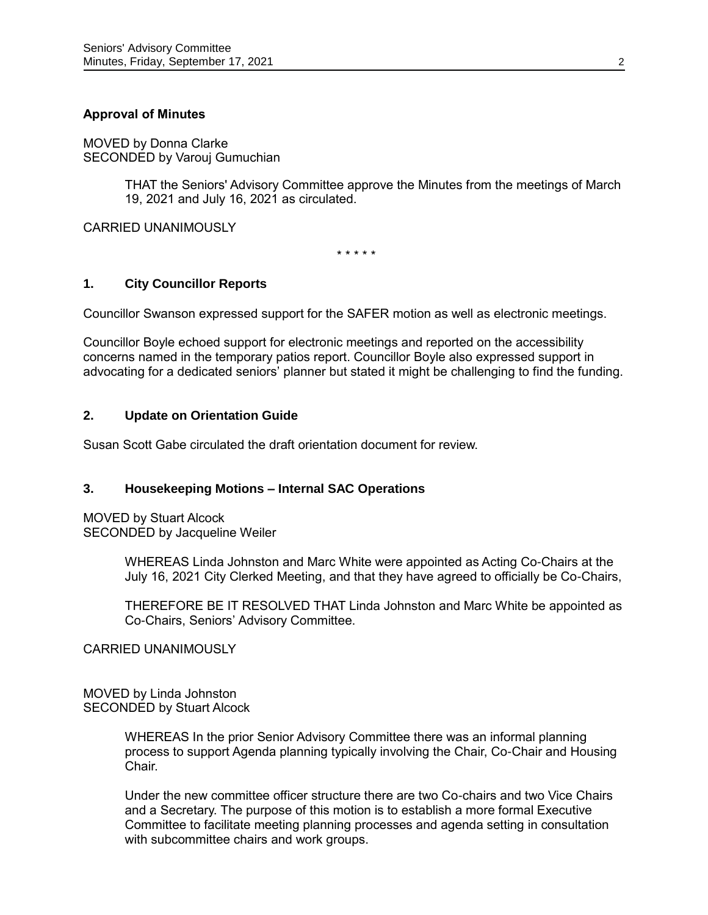**Approval of Minutes**

MOVED by Donna Clarke
SECONDED by Varouj Gumuchian

> THAT the Seniors' Advisory Committee approve the Minutes from the meetings of March 19, 2021 and July 16, 2021 as circulated.

CARRIED UNANIMOUSLY

\* \* \* \* \*

## 1. City Councillor Reports

Councillor Swanson expressed support for the SAFER motion as well as electronic meetings.

Councillor Boyle echoed support for electronic meetings and reported on the accessibility concerns named in the temporary patios report. Councillor Boyle also expressed support in advocating for a dedicated seniors' planner but stated it might be challenging to find the funding.

## 2. Update on Orientation Guide

Susan Scott Gabe circulated the draft orientation document for review.

## 3. Housekeeping Motions – Internal SAC Operations

MOVED by Stuart Alcock
SECONDED by Jacqueline Weiler

> WHEREAS Linda Johnston and Marc White were appointed as Acting Co-Chairs at the July 16, 2021 City Clerked Meeting, and that they have agreed to officially be Co-Chairs,
>
> THEREFORE BE IT RESOLVED THAT Linda Johnston and Marc White be appointed as Co-Chairs, Seniors' Advisory Committee.

CARRIED UNANIMOUSLY

MOVED by Linda Johnston
SECONDED by Stuart Alcock

> WHEREAS In the prior Senior Advisory Committee there was an informal planning process to support Agenda planning typically involving the Chair, Co-Chair and Housing Chair.
>
> Under the new committee officer structure there are two Co-chairs and two Vice Chairs and a Secretary. The purpose of this motion is to establish a more formal Executive Committee to facilitate meeting planning processes and agenda setting in consultation with subcommittee chairs and work groups.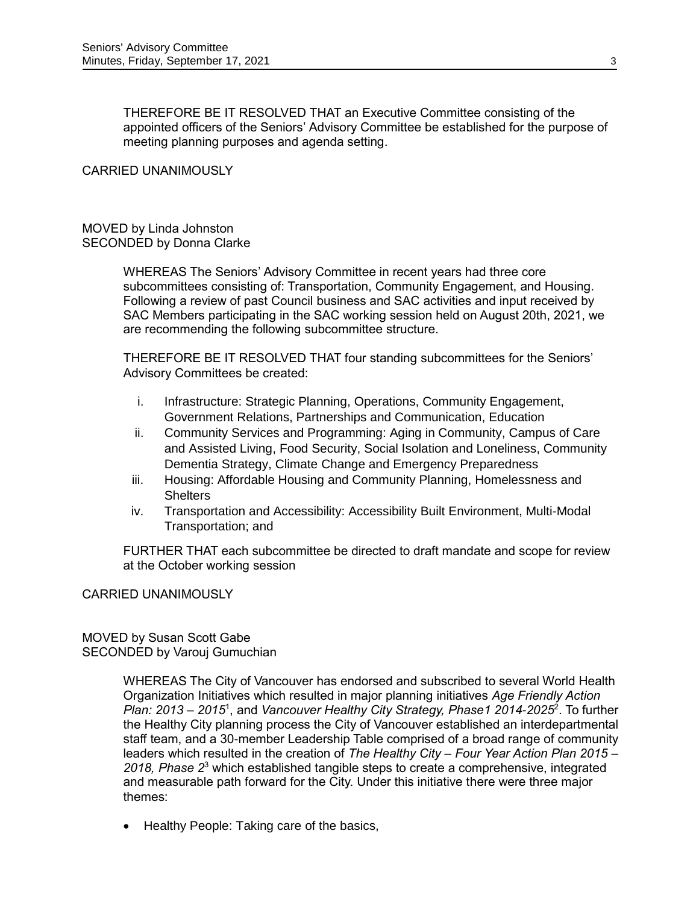THEREFORE BE IT RESOLVED THAT an Executive Committee consisting of the appointed officers of the Seniors' Advisory Committee be established for the purpose of meeting planning purposes and agenda setting.

CARRIED UNANIMOUSLY

MOVED by Linda Johnston
SECONDED by Donna Clarke

WHEREAS The Seniors' Advisory Committee in recent years had three core subcommittees consisting of: Transportation, Community Engagement, and Housing. Following a review of past Council business and SAC activities and input received by SAC Members participating in the SAC working session held on August 20th, 2021, we are recommending the following subcommittee structure.

THEREFORE BE IT RESOLVED THAT four standing subcommittees for the Seniors' Advisory Committees be created:

i. Infrastructure: Strategic Planning, Operations, Community Engagement, Government Relations, Partnerships and Communication, Education
ii. Community Services and Programming: Aging in Community, Campus of Care and Assisted Living, Food Security, Social Isolation and Loneliness, Community Dementia Strategy, Climate Change and Emergency Preparedness
iii. Housing: Affordable Housing and Community Planning, Homelessness and Shelters
iv. Transportation and Accessibility: Accessibility Built Environment, Multi-Modal Transportation; and

FURTHER THAT each subcommittee be directed to draft mandate and scope for review at the October working session

CARRIED UNANIMOUSLY

MOVED by Susan Scott Gabe
SECONDED by Varouj Gumuchian

WHEREAS The City of Vancouver has endorsed and subscribed to several World Health Organization Initiatives which resulted in major planning initiatives *Age Friendly Action Plan: 2013 – 2015*[1], and *Vancouver Healthy City Strategy, Phase1 2014-2025*[2]. To further the Healthy City planning process the City of Vancouver established an interdepartmental staff team, and a 30-member Leadership Table comprised of a broad range of community leaders which resulted in the creation of *The Healthy City – Four Year Action Plan 2015 – 2018, Phase 2*[3] which established tangible steps to create a comprehensive, integrated and measurable path forward for the City. Under this initiative there were three major themes:

- Healthy People: Taking care of the basics,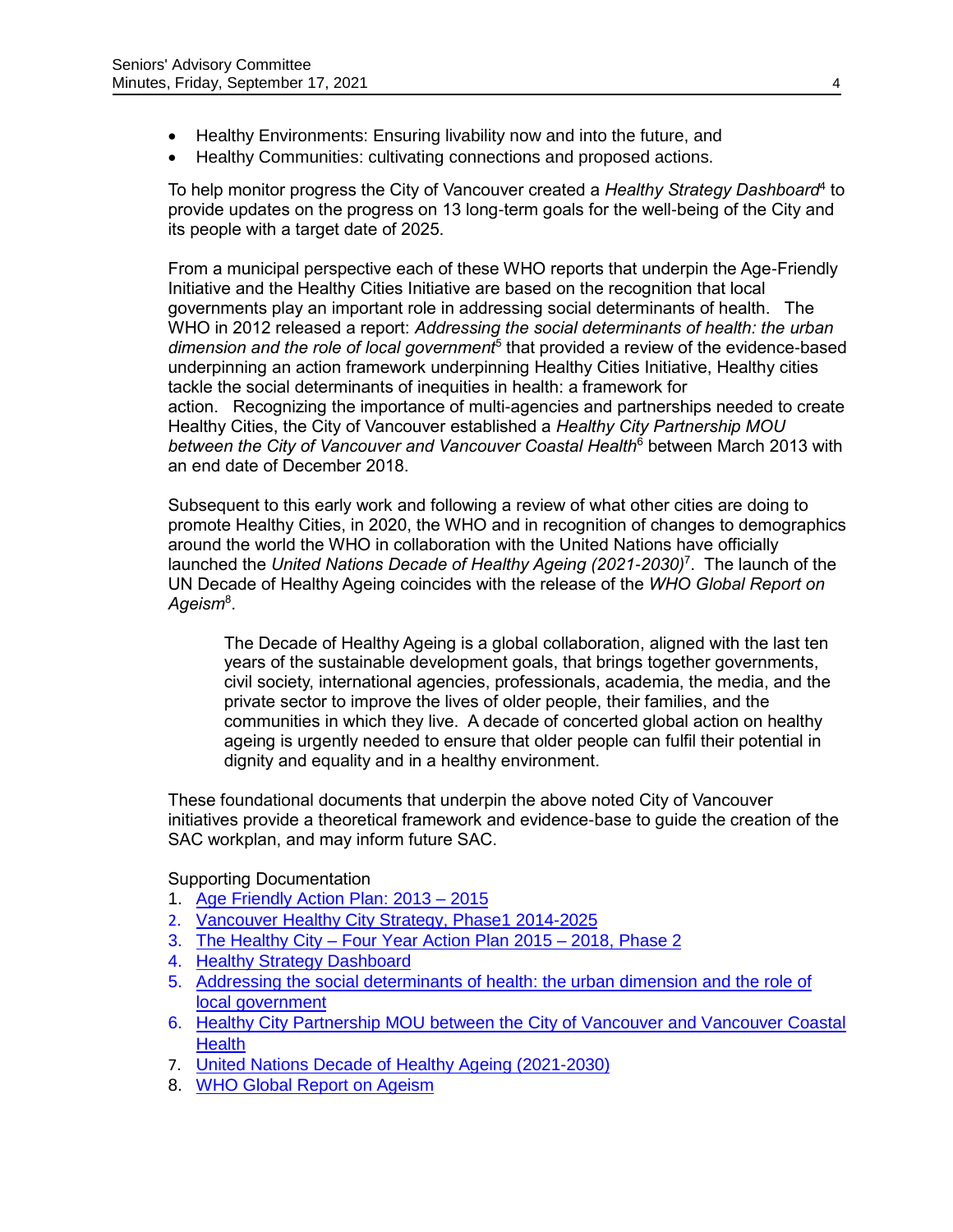- Healthy Environments: Ensuring livability now and into the future, and
- Healthy Communities: cultivating connections and proposed actions.

To help monitor progress the City of Vancouver created a *Healthy Strategy Dashboard*[4] to provide updates on the progress on 13 long-term goals for the well-being of the City and its people with a target date of 2025.

From a municipal perspective each of these WHO reports that underpin the Age-Friendly Initiative and the Healthy Cities Initiative are based on the recognition that local governments play an important role in addressing social determinants of health. The WHO in 2012 released a report: *Addressing the social determinants of health: the urban dimension and the role of local government*[5] that provided a review of the evidence-based underpinning an action framework underpinning Healthy Cities Initiative, Healthy cities tackle the social determinants of inequities in health: a framework for action. Recognizing the importance of multi-agencies and partnerships needed to create Healthy Cities, the City of Vancouver established a *Healthy City Partnership MOU between the City of Vancouver and Vancouver Coastal Health*[6] between March 2013 with an end date of December 2018.

Subsequent to this early work and following a review of what other cities are doing to promote Healthy Cities, in 2020, the WHO and in recognition of changes to demographics around the world the WHO in collaboration with the United Nations have officially launched the *United Nations Decade of Healthy Ageing (2021-2030)*[7]. The launch of the UN Decade of Healthy Ageing coincides with the release of the *WHO Global Report on Ageism*[8].

> The Decade of Healthy Ageing is a global collaboration, aligned with the last ten years of the sustainable development goals, that brings together governments, civil society, international agencies, professionals, academia, the media, and the private sector to improve the lives of older people, their families, and the communities in which they live. A decade of concerted global action on healthy ageing is urgently needed to ensure that older people can fulfil their potential in dignity and equality and in a healthy environment.

These foundational documents that underpin the above noted City of Vancouver initiatives provide a theoretical framework and evidence-base to guide the creation of the SAC workplan, and may inform future SAC.

Supporting Documentation

1. Age Friendly Action Plan: 2013 – 2015
2. Vancouver Healthy City Strategy, Phase1 2014-2025
3. The Healthy City – Four Year Action Plan 2015 – 2018, Phase 2
4. Healthy Strategy Dashboard
5. Addressing the social determinants of health: the urban dimension and the role of local government
6. Healthy City Partnership MOU between the City of Vancouver and Vancouver Coastal Health
7. United Nations Decade of Healthy Ageing (2021-2030)
8. WHO Global Report on Ageism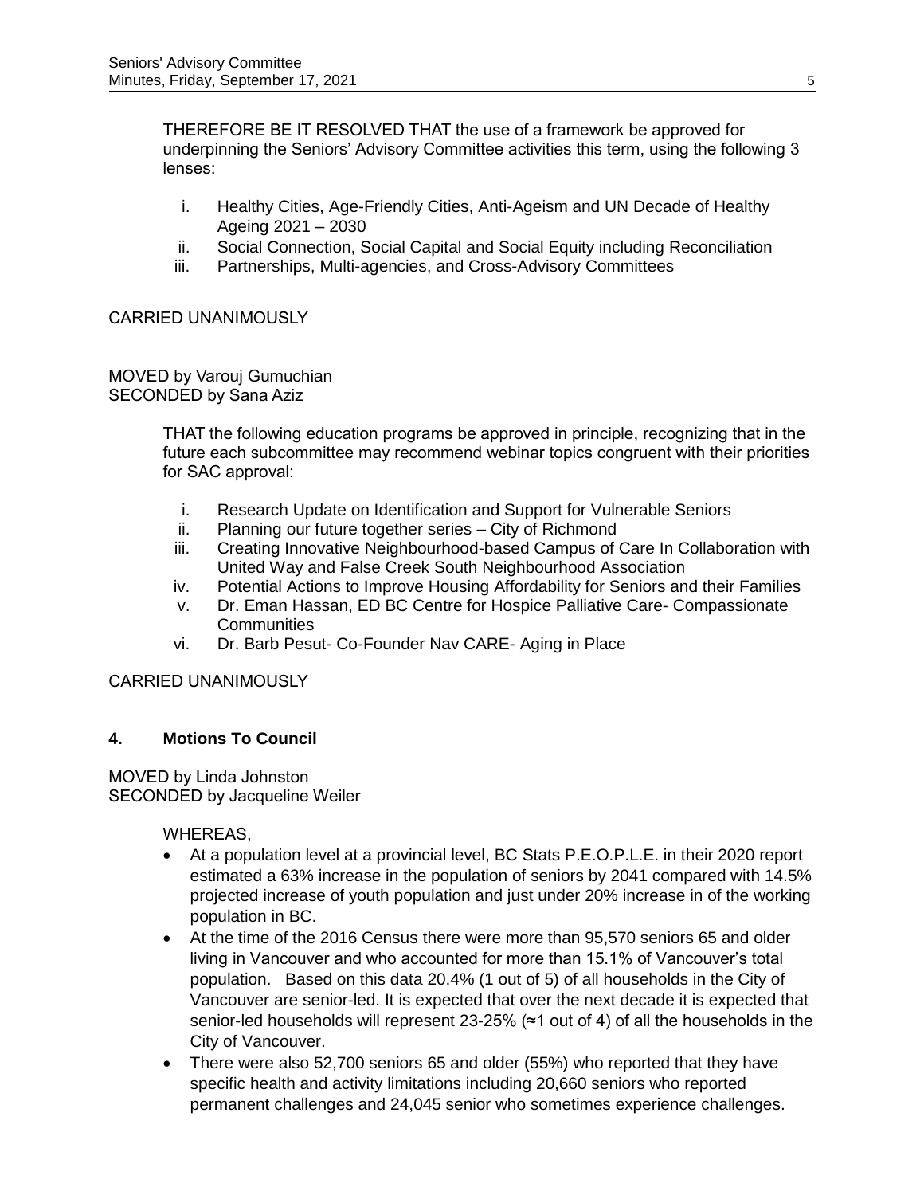THEREFORE BE IT RESOLVED THAT the use of a framework be approved for underpinning the Seniors' Advisory Committee activities this term, using the following 3 lenses:

i. Healthy Cities, Age-Friendly Cities, Anti-Ageism and UN Decade of Healthy Ageing 2021 – 2030
ii. Social Connection, Social Capital and Social Equity including Reconciliation
iii. Partnerships, Multi-agencies, and Cross-Advisory Committees

CARRIED UNANIMOUSLY

MOVED by Varouj Gumuchian
SECONDED by Sana Aziz

THAT the following education programs be approved in principle, recognizing that in the future each subcommittee may recommend webinar topics congruent with their priorities for SAC approval:

i. Research Update on Identification and Support for Vulnerable Seniors
ii. Planning our future together series – City of Richmond
iii. Creating Innovative Neighbourhood-based Campus of Care In Collaboration with United Way and False Creek South Neighbourhood Association
iv. Potential Actions to Improve Housing Affordability for Seniors and their Families
v. Dr. Eman Hassan, ED BC Centre for Hospice Palliative Care- Compassionate Communities
vi. Dr. Barb Pesut- Co-Founder Nav CARE- Aging in Place

CARRIED UNANIMOUSLY

## 4. Motions To Council

MOVED by Linda Johnston
SECONDED by Jacqueline Weiler

WHEREAS,

- At a population level at a provincial level, BC Stats P.E.O.P.L.E. in their 2020 report estimated a 63% increase in the population of seniors by 2041 compared with 14.5% projected increase of youth population and just under 20% increase in of the working population in BC.
- At the time of the 2016 Census there were more than 95,570 seniors 65 and older living in Vancouver and who accounted for more than 15.1% of Vancouver's total population. Based on this data 20.4% (1 out of 5) of all households in the City of Vancouver are senior-led. It is expected that over the next decade it is expected that senior-led households will represent 23-25% (≈1 out of 4) of all the households in the City of Vancouver.
- There were also 52,700 seniors 65 and older (55%) who reported that they have specific health and activity limitations including 20,660 seniors who reported permanent challenges and 24,045 senior who sometimes experience challenges.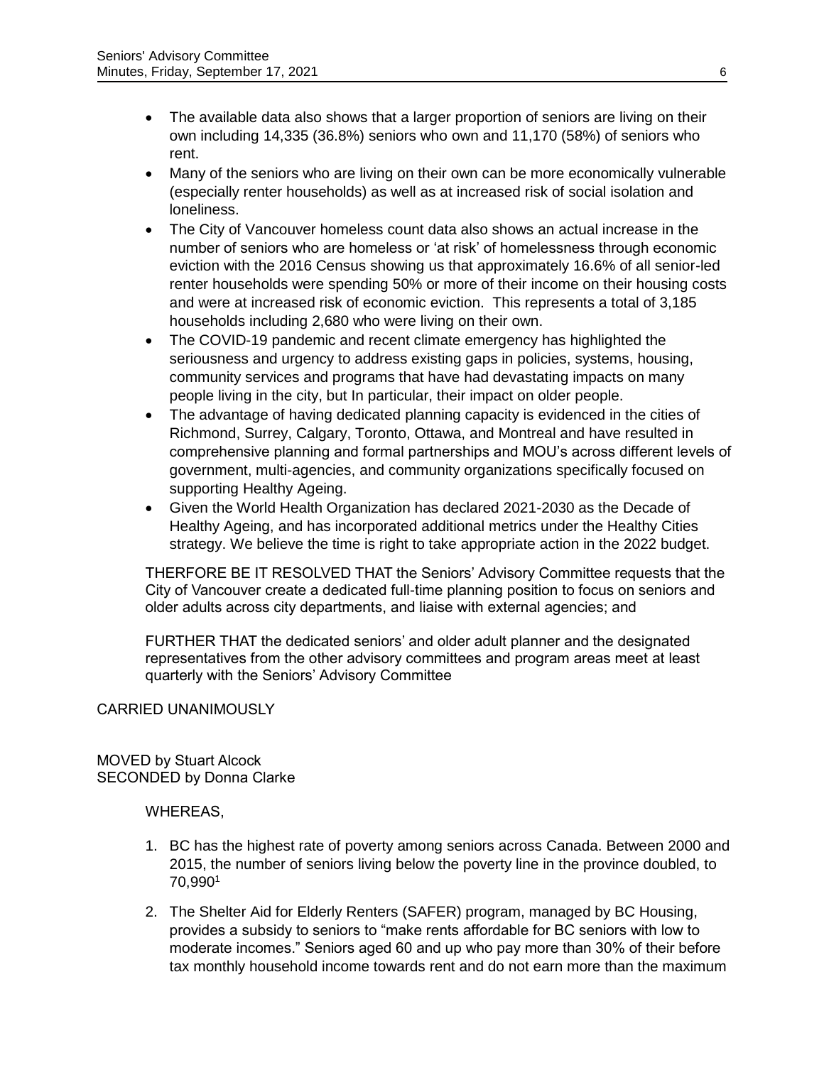- The available data also shows that a larger proportion of seniors are living on their own including 14,335 (36.8%) seniors who own and 11,170 (58%) of seniors who rent.
- Many of the seniors who are living on their own can be more economically vulnerable (especially renter households) as well as at increased risk of social isolation and loneliness.
- The City of Vancouver homeless count data also shows an actual increase in the number of seniors who are homeless or 'at risk' of homelessness through economic eviction with the 2016 Census showing us that approximately 16.6% of all senior-led renter households were spending 50% or more of their income on their housing costs and were at increased risk of economic eviction. This represents a total of 3,185 households including 2,680 who were living on their own.
- The COVID-19 pandemic and recent climate emergency has highlighted the seriousness and urgency to address existing gaps in policies, systems, housing, community services and programs that have had devastating impacts on many people living in the city, but In particular, their impact on older people.
- The advantage of having dedicated planning capacity is evidenced in the cities of Richmond, Surrey, Calgary, Toronto, Ottawa, and Montreal and have resulted in comprehensive planning and formal partnerships and MOU's across different levels of government, multi-agencies, and community organizations specifically focused on supporting Healthy Ageing.
- Given the World Health Organization has declared 2021-2030 as the Decade of Healthy Ageing, and has incorporated additional metrics under the Healthy Cities strategy. We believe the time is right to take appropriate action in the 2022 budget.

THERFORE BE IT RESOLVED THAT the Seniors' Advisory Committee requests that the City of Vancouver create a dedicated full-time planning position to focus on seniors and older adults across city departments, and liaise with external agencies; and

FURTHER THAT the dedicated seniors' and older adult planner and the designated representatives from the other advisory committees and program areas meet at least quarterly with the Seniors' Advisory Committee

CARRIED UNANIMOUSLY

MOVED by Stuart Alcock
SECONDED by Donna Clarke

WHEREAS,

1. BC has the highest rate of poverty among seniors across Canada. Between 2000 and 2015, the number of seniors living below the poverty line in the province doubled, to 70,990[1]
2. The Shelter Aid for Elderly Renters (SAFER) program, managed by BC Housing, provides a subsidy to seniors to "make rents affordable for BC seniors with low to moderate incomes." Seniors aged 60 and up who pay more than 30% of their before tax monthly household income towards rent and do not earn more than the maximum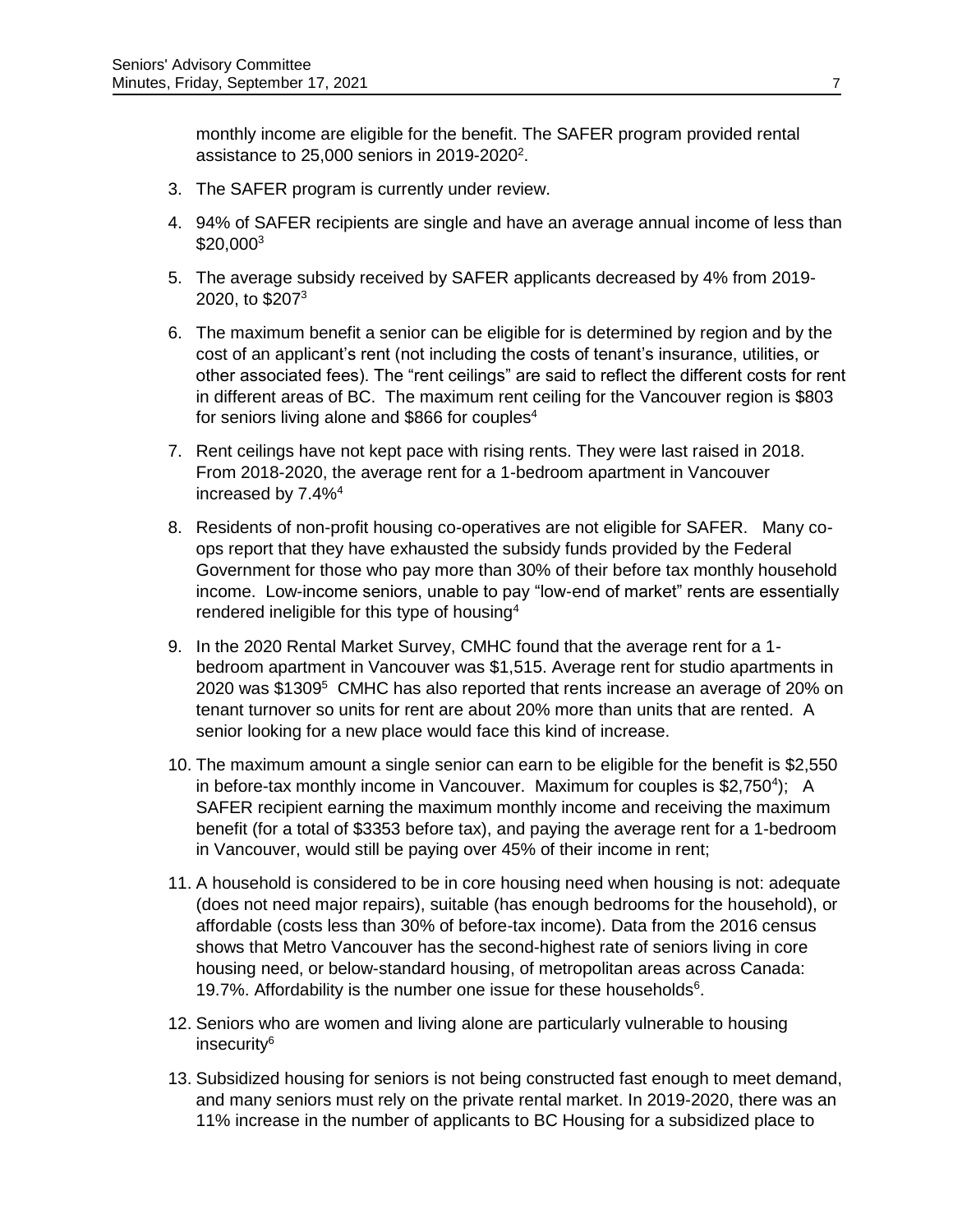monthly income are eligible for the benefit. The SAFER program provided rental assistance to 25,000 seniors in 2019-2020[2].

3. The SAFER program is currently under review.

4. 94% of SAFER recipients are single and have an average annual income of less than $20,000[3]

5. The average subsidy received by SAFER applicants decreased by 4% from 2019-2020, to $207[3]

6. The maximum benefit a senior can be eligible for is determined by region and by the cost of an applicant's rent (not including the costs of tenant's insurance, utilities, or other associated fees). The "rent ceilings" are said to reflect the different costs for rent in different areas of BC. The maximum rent ceiling for the Vancouver region is $803 for seniors living alone and $866 for couples[4]

7. Rent ceilings have not kept pace with rising rents. They were last raised in 2018. From 2018-2020, the average rent for a 1-bedroom apartment in Vancouver increased by 7.4%[4]

8. Residents of non-profit housing co-operatives are not eligible for SAFER. Many co-ops report that they have exhausted the subsidy funds provided by the Federal Government for those who pay more than 30% of their before tax monthly household income. Low-income seniors, unable to pay "low-end of market" rents are essentially rendered ineligible for this type of housing[4]

9. In the 2020 Rental Market Survey, CMHC found that the average rent for a 1-bedroom apartment in Vancouver was $1,515. Average rent for studio apartments in 2020 was $1309[5] CMHC has also reported that rents increase an average of 20% on tenant turnover so units for rent are about 20% more than units that are rented. A senior looking for a new place would face this kind of increase.

10. The maximum amount a single senior can earn to be eligible for the benefit is $2,550 in before-tax monthly income in Vancouver. Maximum for couples is $2,750[4]); A SAFER recipient earning the maximum monthly income and receiving the maximum benefit (for a total of $3353 before tax), and paying the average rent for a 1-bedroom in Vancouver, would still be paying over 45% of their income in rent;

11. A household is considered to be in core housing need when housing is not: adequate (does not need major repairs), suitable (has enough bedrooms for the household), or affordable (costs less than 30% of before-tax income). Data from the 2016 census shows that Metro Vancouver has the second-highest rate of seniors living in core housing need, or below-standard housing, of metropolitan areas across Canada: 19.7%. Affordability is the number one issue for these households[6].

12. Seniors who are women and living alone are particularly vulnerable to housing insecurity[6]

13. Subsidized housing for seniors is not being constructed fast enough to meet demand, and many seniors must rely on the private rental market. In 2019-2020, there was an 11% increase in the number of applicants to BC Housing for a subsidized place to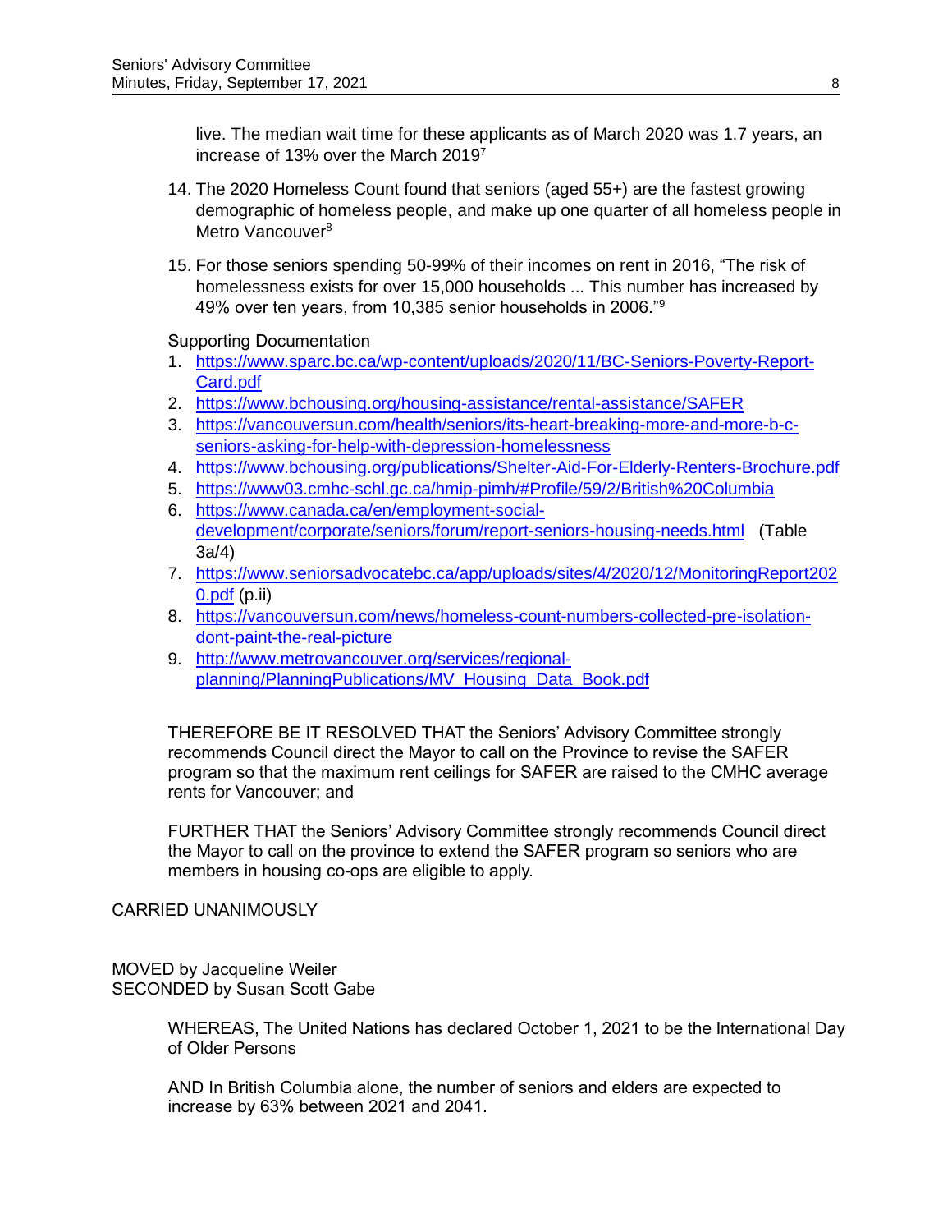live. The median wait time for these applicants as of March 2020 was 1.7 years, an increase of 13% over the March 2019[7]

14. The 2020 Homeless Count found that seniors (aged 55+) are the fastest growing demographic of homeless people, and make up one quarter of all homeless people in Metro Vancouver[8]

15. For those seniors spending 50-99% of their incomes on rent in 2016, "The risk of homelessness exists for over 15,000 households ... This number has increased by 49% over ten years, from 10,385 senior households in 2006."[9]

Supporting Documentation

1. https://www.sparc.bc.ca/wp-content/uploads/2020/11/BC-Seniors-Poverty-Report-Card.pdf
2. https://www.bchousing.org/housing-assistance/rental-assistance/SAFER
3. https://vancouversun.com/health/seniors/its-heart-breaking-more-and-more-b-c-seniors-asking-for-help-with-depression-homelessness
4. https://www.bchousing.org/publications/Shelter-Aid-For-Elderly-Renters-Brochure.pdf
5. https://www03.cmhc-schl.gc.ca/hmip-pimh/#Profile/59/2/British%20Columbia
6. https://www.canada.ca/en/employment-social-development/corporate/seniors/forum/report-seniors-housing-needs.html (Table 3a/4)
7. https://www.seniorsadvocatebc.ca/app/uploads/sites/4/2020/12/MonitoringReport2020.pdf (p.ii)
8. https://vancouversun.com/news/homeless-count-numbers-collected-pre-isolation-dont-paint-the-real-picture
9. http://www.metrovancouver.org/services/regional-planning/PlanningPublications/MV_Housing_Data_Book.pdf

THEREFORE BE IT RESOLVED THAT the Seniors' Advisory Committee strongly recommends Council direct the Mayor to call on the Province to revise the SAFER program so that the maximum rent ceilings for SAFER are raised to the CMHC average rents for Vancouver; and

FURTHER THAT the Seniors' Advisory Committee strongly recommends Council direct the Mayor to call on the province to extend the SAFER program so seniors who are members in housing co-ops are eligible to apply.

CARRIED UNANIMOUSLY

MOVED by Jacqueline Weiler
SECONDED by Susan Scott Gabe

WHEREAS, The United Nations has declared October 1, 2021 to be the International Day of Older Persons

AND In British Columbia alone, the number of seniors and elders are expected to increase by 63% between 2021 and 2041.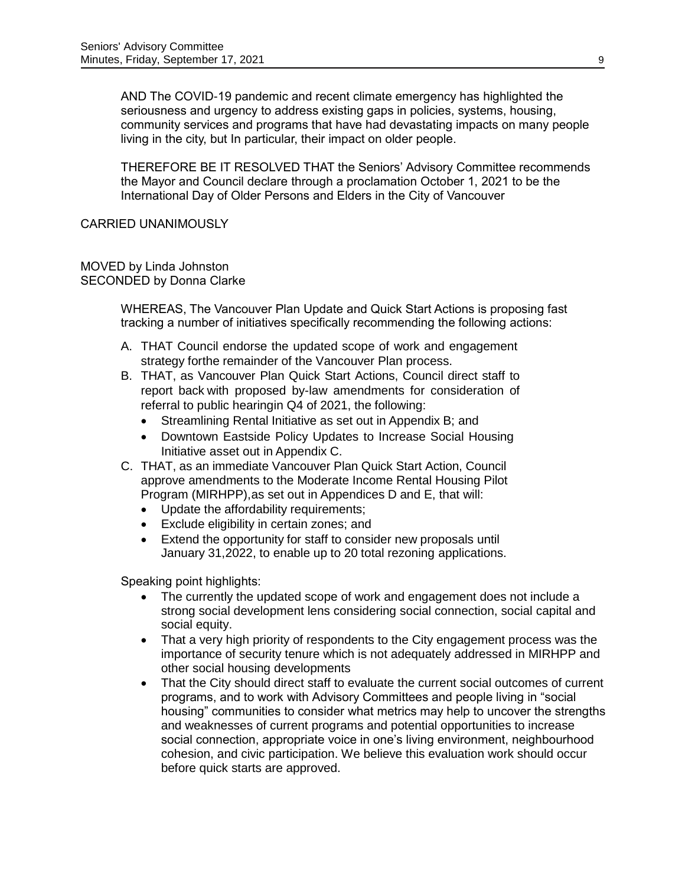AND The COVID-19 pandemic and recent climate emergency has highlighted the seriousness and urgency to address existing gaps in policies, systems, housing, community services and programs that have had devastating impacts on many people living in the city, but In particular, their impact on older people.

THEREFORE BE IT RESOLVED THAT the Seniors' Advisory Committee recommends the Mayor and Council declare through a proclamation October 1, 2021 to be the International Day of Older Persons and Elders in the City of Vancouver

CARRIED UNANIMOUSLY

MOVED by Linda Johnston
SECONDED by Donna Clarke

WHEREAS, The Vancouver Plan Update and Quick Start Actions is proposing fast tracking a number of initiatives specifically recommending the following actions:

A. THAT Council endorse the updated scope of work and engagement strategy forthe remainder of the Vancouver Plan process.
B. THAT, as Vancouver Plan Quick Start Actions, Council direct staff to report back with proposed by-law amendments for consideration of referral to public hearingin Q4 of 2021, the following:
   - Streamlining Rental Initiative as set out in Appendix B; and
   - Downtown Eastside Policy Updates to Increase Social Housing Initiative asset out in Appendix C.
C. THAT, as an immediate Vancouver Plan Quick Start Action, Council approve amendments to the Moderate Income Rental Housing Pilot Program (MIRHPP),as set out in Appendices D and E, that will:
   - Update the affordability requirements;
   - Exclude eligibility in certain zones; and
   - Extend the opportunity for staff to consider new proposals until January 31,2022, to enable up to 20 total rezoning applications.

Speaking point highlights:

- The currently the updated scope of work and engagement does not include a strong social development lens considering social connection, social capital and social equity.
- That a very high priority of respondents to the City engagement process was the importance of security tenure which is not adequately addressed in MIRHPP and other social housing developments
- That the City should direct staff to evaluate the current social outcomes of current programs, and to work with Advisory Committees and people living in "social housing" communities to consider what metrics may help to uncover the strengths and weaknesses of current programs and potential opportunities to increase social connection, appropriate voice in one's living environment, neighbourhood cohesion, and civic participation. We believe this evaluation work should occur before quick starts are approved.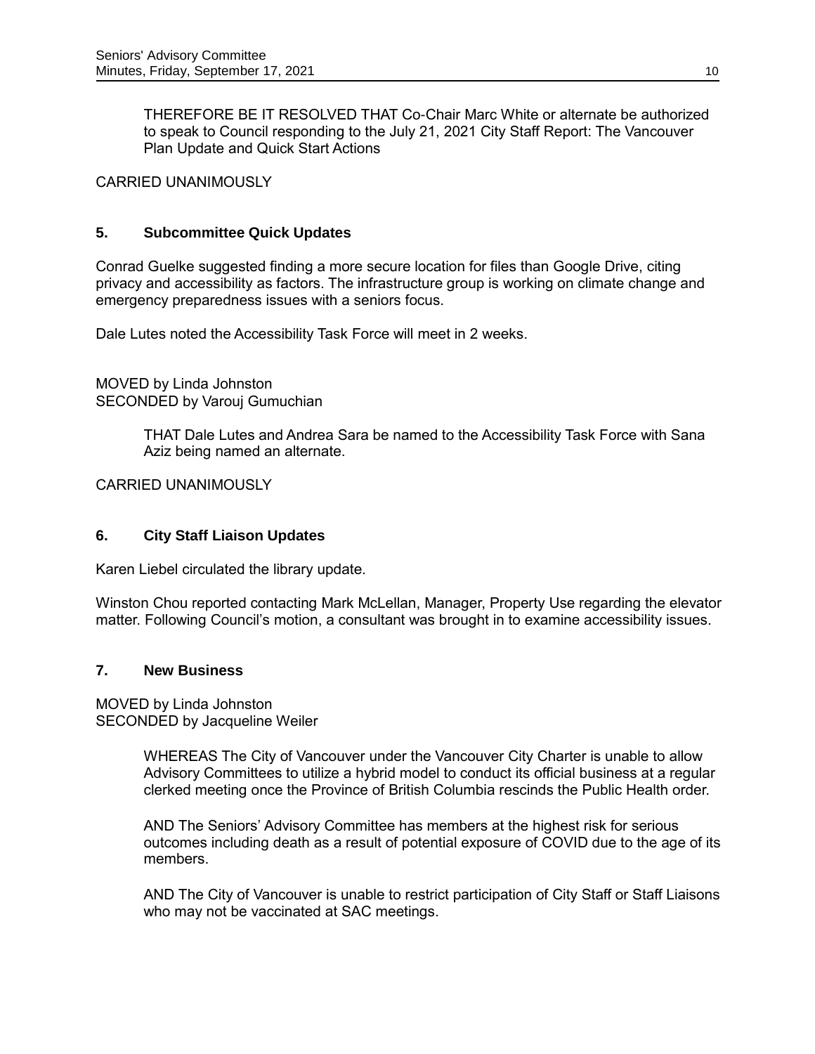THEREFORE BE IT RESOLVED THAT Co-Chair Marc White or alternate be authorized to speak to Council responding to the July 21, 2021 City Staff Report: The Vancouver Plan Update and Quick Start Actions

CARRIED UNANIMOUSLY

## 5. Subcommittee Quick Updates

Conrad Guelke suggested finding a more secure location for files than Google Drive, citing privacy and accessibility as factors. The infrastructure group is working on climate change and emergency preparedness issues with a seniors focus.

Dale Lutes noted the Accessibility Task Force will meet in 2 weeks.

MOVED by Linda Johnston
SECONDED by Varouj Gumuchian

> THAT Dale Lutes and Andrea Sara be named to the Accessibility Task Force with Sana Aziz being named an alternate.

CARRIED UNANIMOUSLY

## 6. City Staff Liaison Updates

Karen Liebel circulated the library update.

Winston Chou reported contacting Mark McLellan, Manager, Property Use regarding the elevator matter. Following Council's motion, a consultant was brought in to examine accessibility issues.

## 7. New Business

MOVED by Linda Johnston
SECONDED by Jacqueline Weiler

> WHEREAS The City of Vancouver under the Vancouver City Charter is unable to allow Advisory Committees to utilize a hybrid model to conduct its official business at a regular clerked meeting once the Province of British Columbia rescinds the Public Health order.
>
> AND The Seniors' Advisory Committee has members at the highest risk for serious outcomes including death as a result of potential exposure of COVID due to the age of its members.
>
> AND The City of Vancouver is unable to restrict participation of City Staff or Staff Liaisons who may not be vaccinated at SAC meetings.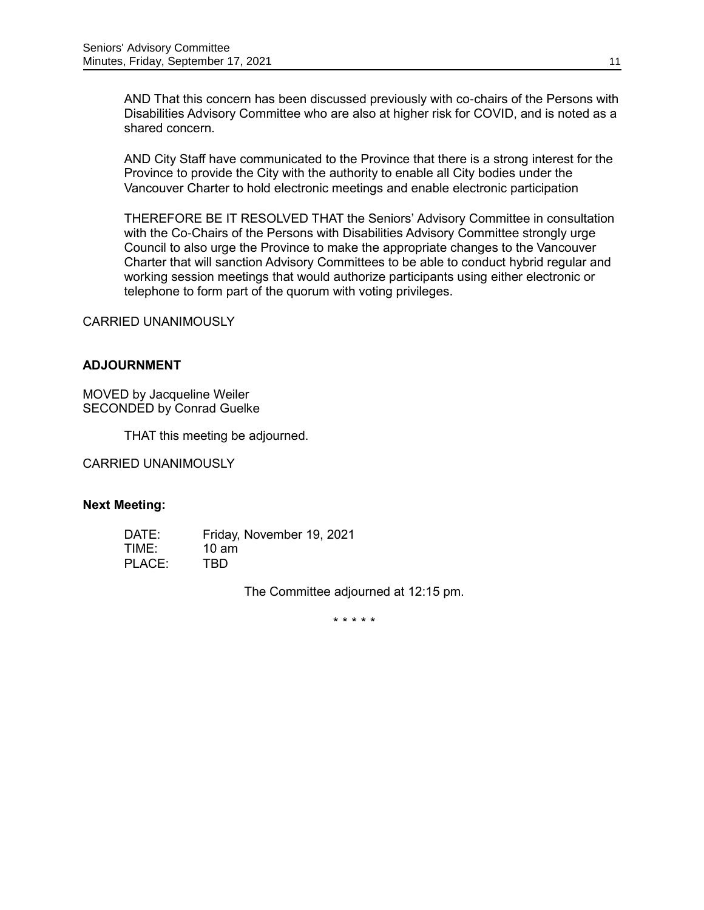AND That this concern has been discussed previously with co-chairs of the Persons with Disabilities Advisory Committee who are also at higher risk for COVID, and is noted as a shared concern.

AND City Staff have communicated to the Province that there is a strong interest for the Province to provide the City with the authority to enable all City bodies under the Vancouver Charter to hold electronic meetings and enable electronic participation

THEREFORE BE IT RESOLVED THAT the Seniors' Advisory Committee in consultation with the Co-Chairs of the Persons with Disabilities Advisory Committee strongly urge Council to also urge the Province to make the appropriate changes to the Vancouver Charter that will sanction Advisory Committees to be able to conduct hybrid regular and working session meetings that would authorize participants using either electronic or telephone to form part of the quorum with voting privileges.

CARRIED UNANIMOUSLY

**ADJOURNMENT**

MOVED by Jacqueline Weiler
SECONDED by Conrad Guelke

THAT this meeting be adjourned.

CARRIED UNANIMOUSLY

**Next Meeting:**

DATE: Friday, November 19, 2021
TIME: 10 am
PLACE: TBD

The Committee adjourned at 12:15 pm.

\* \* \* \* \*